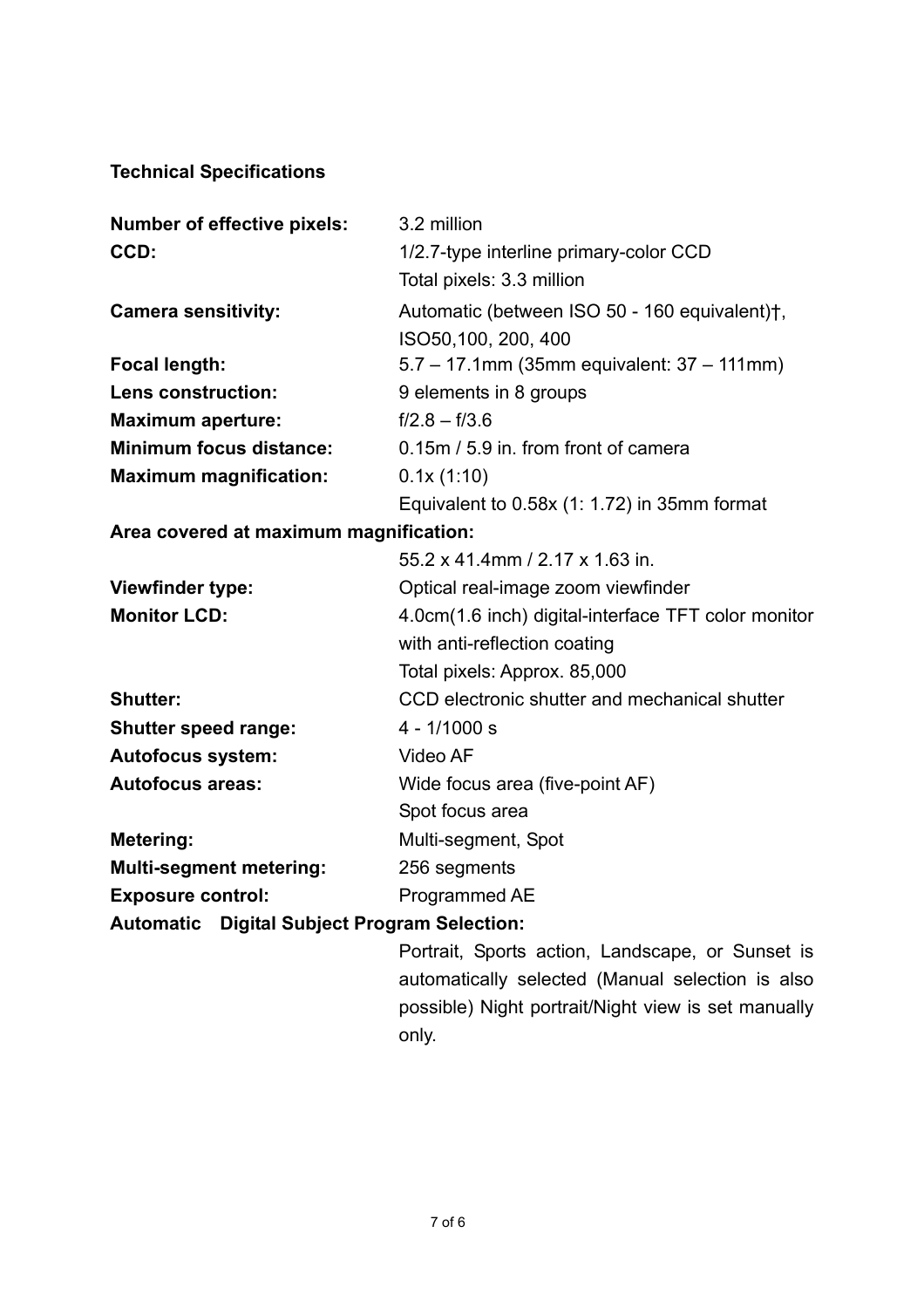**Technical Specifications**

| | |
|---|---|
| **Number of effective pixels:** | 3.2 million |
| **CCD:** | 1/2.7-type interline primary-color CCD<br>Total pixels: 3.3 million |
| **Camera sensitivity:** | Automatic (between ISO 50 - 160 equivalent)†, ISO50,100, 200, 400 |
| **Focal length:** | 5.7 – 17.1mm (35mm equivalent: 37 – 111mm) |
| **Lens construction:** | 9 elements in 8 groups |
| **Maximum aperture:** | f/2.8 – f/3.6 |
| **Minimum focus distance:** | 0.15m / 5.9 in. from front of camera |
| **Maximum magnification:** | 0.1x (1:10)<br>Equivalent to 0.58x (1: 1.72) in 35mm format |
| **Area covered at maximum magnification:** | 55.2 x 41.4mm / 2.17 x 1.63 in. |
| **Viewfinder type:** | Optical real-image zoom viewfinder |
| **Monitor LCD:** | 4.0cm(1.6 inch) digital-interface TFT color monitor with anti-reflection coating<br>Total pixels: Approx. 85,000 |
| **Shutter:** | CCD electronic shutter and mechanical shutter |
| **Shutter speed range:** | 4 - 1/1000 s |
| **Autofocus system:** | Video AF |
| **Autofocus areas:** | Wide focus area (five-point AF)<br>Spot focus area |
| **Metering:** | Multi-segment, Spot |
| **Multi-segment metering:** | 256 segments |
| **Exposure control:** | Programmed AE |
| **Automatic Digital Subject Program Selection:** | Portrait, Sports action, Landscape, or Sunset is automatically selected (Manual selection is also possible) Night portrait/Night view is set manually only. |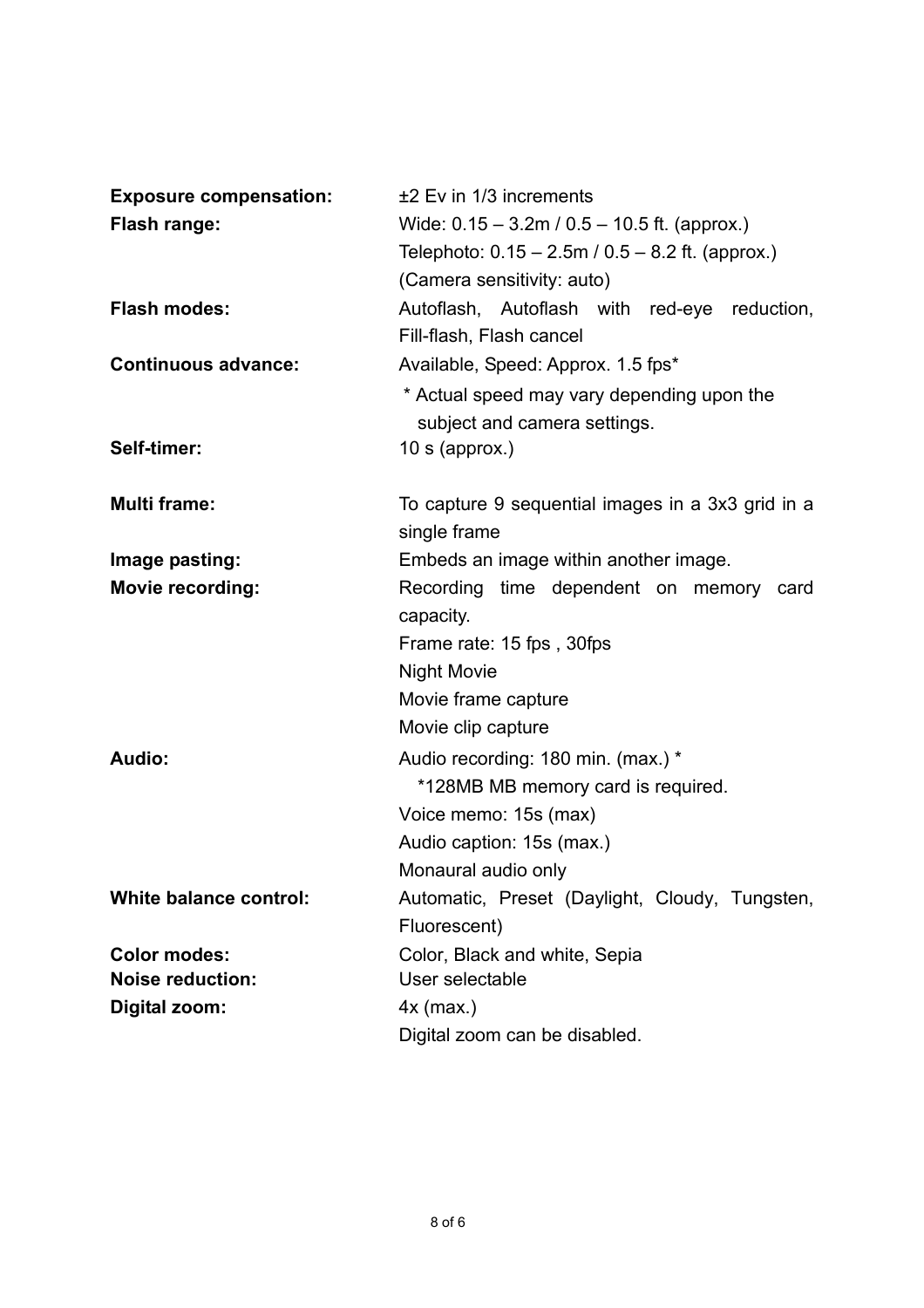| | |
|---|---|
| **Exposure compensation:** | ±2 Ev in 1/3 increments |
| **Flash range:** | Wide: 0.15 – 3.2m / 0.5 – 10.5 ft. (approx.)<br>Telephoto: 0.15 – 2.5m / 0.5 – 8.2 ft. (approx.)<br>(Camera sensitivity: auto) |
| **Flash modes:** | Autoflash, Autoflash with red-eye reduction, Fill-flash, Flash cancel |
| **Continuous advance:** | Available, Speed: Approx. 1.5 fps*<br>* Actual speed may vary depending upon the subject and camera settings. |
| **Self-timer:** | 10 s (approx.) |
| **Multi frame:** | To capture 9 sequential images in a 3x3 grid in a single frame |
| **Image pasting:** | Embeds an image within another image. |
| **Movie recording:** | Recording time dependent on memory card capacity.<br>Frame rate: 15 fps , 30fps<br>Night Movie<br>Movie frame capture<br>Movie clip capture |
| **Audio:** | Audio recording: 180 min. (max.) *<br>*128MB MB memory card is required.<br>Voice memo: 15s (max)<br>Audio caption: 15s (max.)<br>Monaural audio only |
| **White balance control:** | Automatic, Preset (Daylight, Cloudy, Tungsten, Fluorescent) |
| **Color modes:** | Color, Black and white, Sepia |
| **Noise reduction:** | User selectable |
| **Digital zoom:** | 4x (max.)<br>Digital zoom can be disabled. |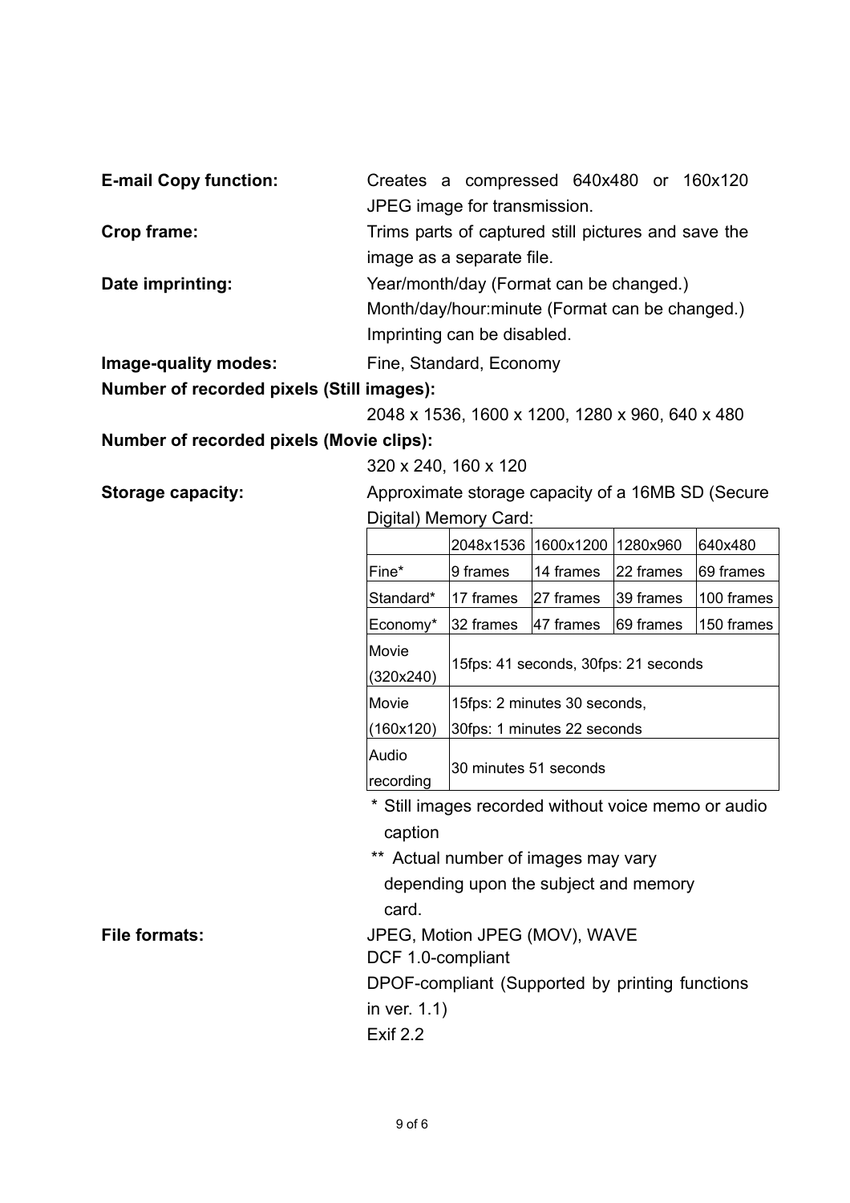**E-mail Copy function:** Creates a compressed 640x480 or 160x120 JPEG image for transmission.

**Crop frame:** Trims parts of captured still pictures and save the image as a separate file.

**Date imprinting:** Year/month/day (Format can be changed.)
Month/day/hour:minute (Format can be changed.)
Imprinting can be disabled.

**Image-quality modes:** Fine, Standard, Economy

**Number of recorded pixels (Still images):**

2048 x 1536, 1600 x 1200, 1280 x 960, 640 x 480

**Number of recorded pixels (Movie clips):**

320 x 240, 160 x 120

**Storage capacity:** Approximate storage capacity of a 16MB SD (Secure Digital) Memory Card:

| | 2048x1536 | 1600x1200 | 1280x960 | 640x480 |
|---|---|---|---|---|
| Fine* | 9 frames | 14 frames | 22 frames | 69 frames |
| Standard* | 17 frames | 27 frames | 39 frames | 100 frames |
| Economy* | 32 frames | 47 frames | 69 frames | 150 frames |
| Movie (320x240) | 15fps: 41 seconds, 30fps: 21 seconds | | | |
| Movie (160x120) | 15fps: 2 minutes 30 seconds, 30fps: 1 minutes 22 seconds | | | |
| Audio recording | 30 minutes 51 seconds | | | |

\* Still images recorded without voice memo or audio caption

\*\* Actual number of images may vary depending upon the subject and memory card.

**File formats:** JPEG, Motion JPEG (MOV), WAVE
DCF 1.0-compliant
DPOF-compliant (Supported by printing functions in ver. 1.1)
Exif 2.2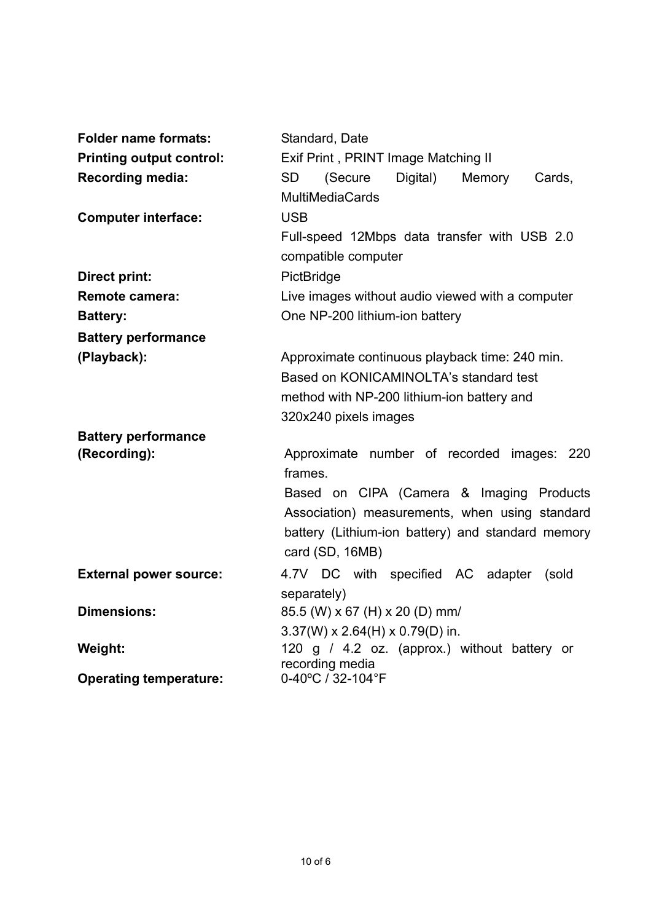| | |
|---|---|
| **Folder name formats:** | Standard, Date |
| **Printing output control:** | Exif Print , PRINT Image Matching II |
| **Recording media:** | SD (Secure Digital) Memory Cards, MultiMediaCards |
| **Computer interface:** | USB<br>Full-speed 12Mbps data transfer with USB 2.0 compatible computer |
| **Direct print:** | PictBridge |
| **Remote camera:** | Live images without audio viewed with a computer |
| **Battery:** | One NP-200 lithium-ion battery |
| **Battery performance (Playback):** | Approximate continuous playback time: 240 min.<br>Based on KONICAMINOLTA's standard test method with NP-200 lithium-ion battery and 320x240 pixels images |
| **Battery performance (Recording):** | Approximate number of recorded images: 220 frames.<br>Based on CIPA (Camera & Imaging Products Association) measurements, when using standard battery (Lithium-ion battery) and standard memory card (SD, 16MB) |
| **External power source:** | 4.7V DC with specified AC adapter (sold separately) |
| **Dimensions:** | 85.5 (W) x 67 (H) x 20 (D) mm/<br>3.37(W) x 2.64(H) x 0.79(D) in. |
| **Weight:** | 120 g / 4.2 oz. (approx.) without battery or recording media |
| **Operating temperature:** | 0-40ºC / 32-104°F |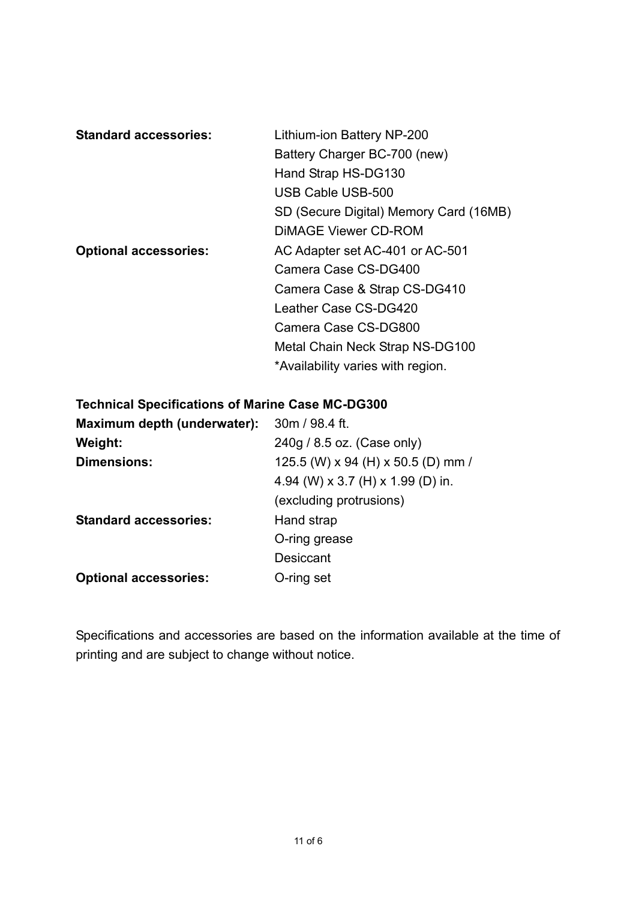| | |
|---|---|
| **Standard accessories:** | Lithium-ion Battery NP-200 |
| | Battery Charger BC-700 (new) |
| | Hand Strap HS-DG130 |
| | USB Cable USB-500 |
| | SD (Secure Digital) Memory Card (16MB) |
| | DiMAGE Viewer CD-ROM |
| **Optional accessories:** | AC Adapter set AC-401 or AC-501 |
| | Camera Case CS-DG400 |
| | Camera Case & Strap CS-DG410 |
| | Leather Case CS-DG420 |
| | Camera Case CS-DG800 |
| | Metal Chain Neck Strap NS-DG100 |
| | *Availability varies with region. |

**Technical Specifications of Marine Case MC-DG300**

| | |
|---|---|
| **Maximum depth (underwater):** | 30m / 98.4 ft. |
| **Weight:** | 240g / 8.5 oz. (Case only) |
| **Dimensions:** | 125.5 (W) x 94 (H) x 50.5 (D) mm / |
| | 4.94 (W) x 3.7 (H) x 1.99 (D) in. |
| | (excluding protrusions) |
| **Standard accessories:** | Hand strap |
| | O-ring grease |
| | Desiccant |
| **Optional accessories:** | O-ring set |

Specifications and accessories are based on the information available at the time of printing and are subject to change without notice.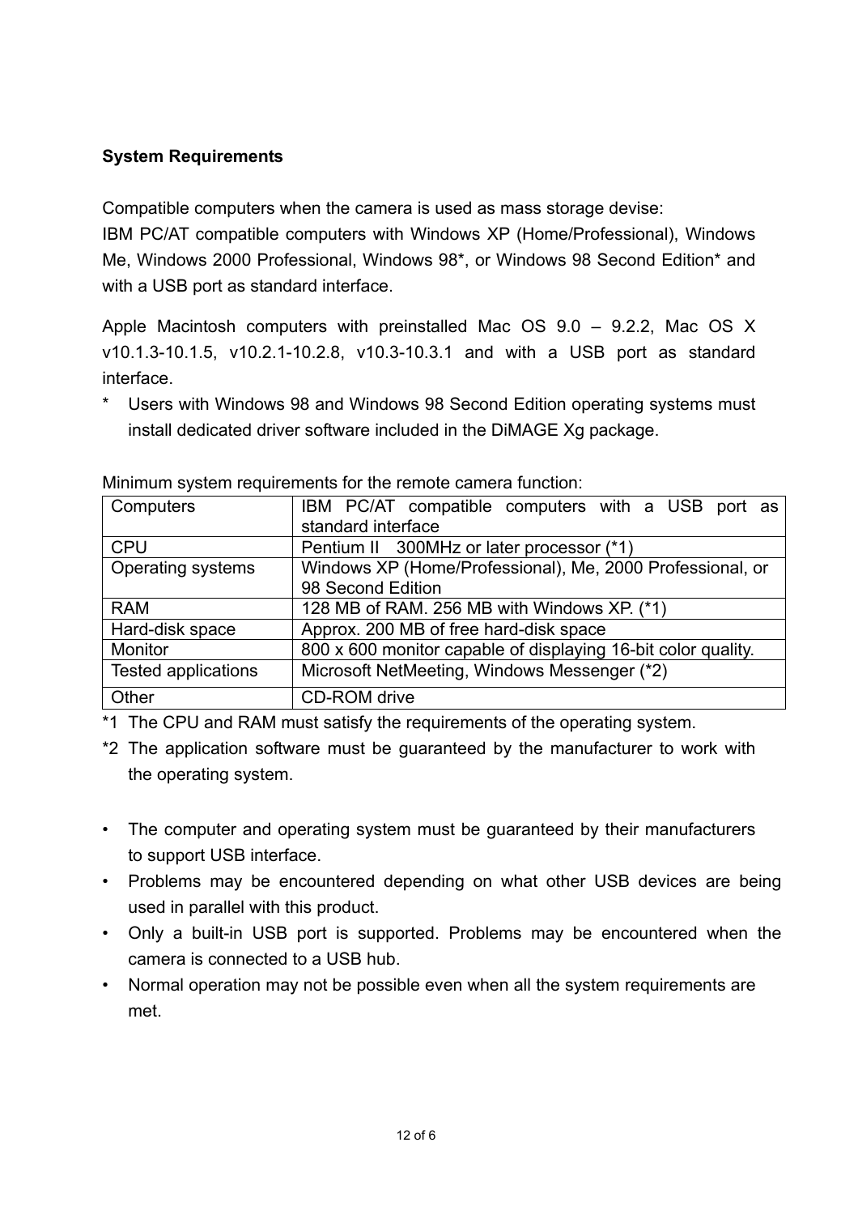**System Requirements**

Compatible computers when the camera is used as mass storage devise:
IBM PC/AT compatible computers with Windows XP (Home/Professional), Windows Me, Windows 2000 Professional, Windows 98*, or Windows 98 Second Edition* and with a USB port as standard interface.

Apple Macintosh computers with preinstalled Mac OS 9.0 – 9.2.2, Mac OS X v10.1.3-10.1.5, v10.2.1-10.2.8, v10.3-10.3.1 and with a USB port as standard interface.

\* Users with Windows 98 and Windows 98 Second Edition operating systems must install dedicated driver software included in the DiMAGE Xg package.

Minimum system requirements for the remote camera function:

| Computers | IBM PC/AT compatible computers with a USB port as standard interface |
|---|---|
| CPU | Pentium II 300MHz or later processor (*1) |
| Operating systems | Windows XP (Home/Professional), Me, 2000 Professional, or 98 Second Edition |
| RAM | 128 MB of RAM. 256 MB with Windows XP. (*1) |
| Hard-disk space | Approx. 200 MB of free hard-disk space |
| Monitor | 800 x 600 monitor capable of displaying 16-bit color quality. |
| Tested applications | Microsoft NetMeeting, Windows Messenger (*2) |
| Other | CD-ROM drive |

*1 The CPU and RAM must satisfy the requirements of the operating system.

*2 The application software must be guaranteed by the manufacturer to work with the operating system.

- The computer and operating system must be guaranteed by their manufacturers to support USB interface.
- Problems may be encountered depending on what other USB devices are being used in parallel with this product.
- Only a built-in USB port is supported. Problems may be encountered when the camera is connected to a USB hub.
- Normal operation may not be possible even when all the system requirements are met.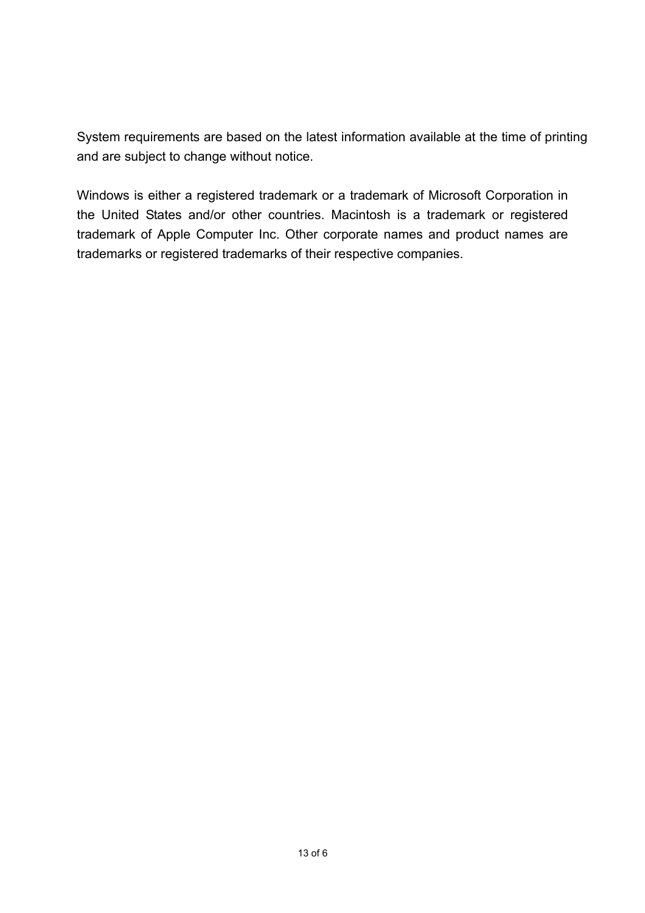System requirements are based on the latest information available at the time of printing and are subject to change without notice.

Windows is either a registered trademark or a trademark of Microsoft Corporation in the United States and/or other countries. Macintosh is a trademark or registered trademark of Apple Computer Inc. Other corporate names and product names are trademarks or registered trademarks of their respective companies.